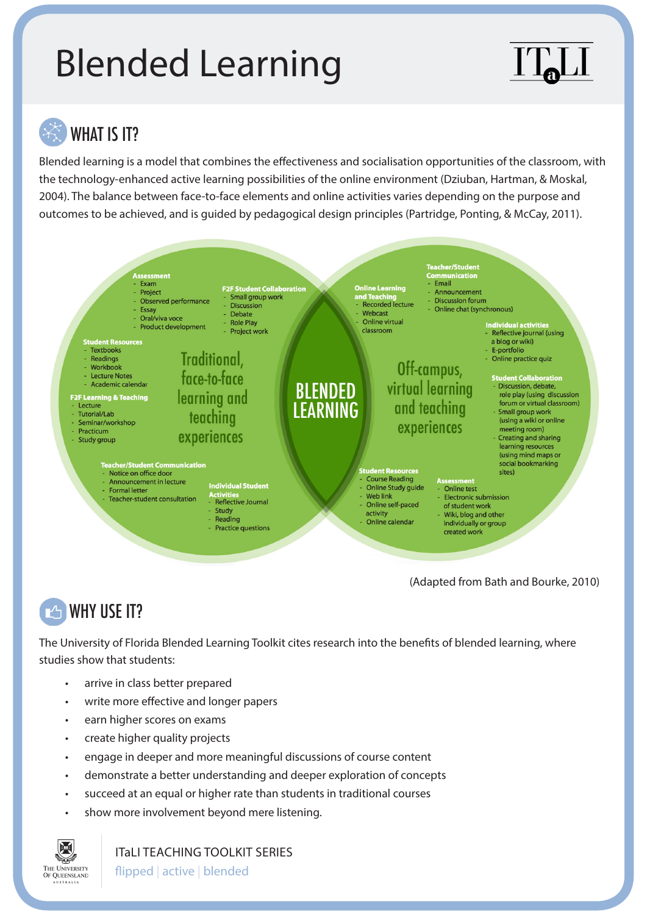# Blended Learning

ITaLI

## WHAT IS IT?

Blended learning is a model that combines the effectiveness and socialisation opportunities of the classroom, with the technology-enhanced active learning possibilities of the online environment (Dziuban, Hartman, & Moskal, 2004). The balance between face-to-face elements and online activities varies depending on the purpose and outcomes to be achieved, and is guided by pedagogical design principles (Partridge, Ponting, & McCay, 2011).

**Traditional, face-to-face learning and teaching experiences**

**Assessment**
- Exam
- Project
- Observed performance
- Essay
- Oral/viva voce
- Product development

**F2F Student Collaboration**
- Small group work
- Discussion
- Debate
- Role Play
- Project work

**Student Resources**
- Textbooks
- Readings
- Workbook
- Lecture Notes
- Academic calendar

**F2F Learning & Teaching**
- Lecture
- Tutorial/Lab
- Seminar/workshop
- Practicum
- Study group

**Teacher/Student Communication**
- Notice on office door
- Announcement in lecture
- Formal letter
- Teacher-student consultation

**Individual Student Activities**
- Reflective Journal
- Study
- Reading
- Practice questions

**BLENDED LEARNING**

**Off-campus, virtual learning and teaching experiences**

**Online Learning and Teaching**
- Recorded lecture
- Webcast
- Online virtual classroom

**Teacher/Student Communication**
- Email
- Announcement
- Discussion forum
- Online chat (synchronous)

**Individual activities**
- Reflective journal (using a blog or wiki)
- E-portfolio
- Online practice quiz

**Student Collaboration**
- Discussion, debate, role play (using discussion forum or virtual classroom)
- Small group work (using a wiki or online meeting room)
- Creating and sharing learning resources (using mind maps or social bookmarking sites)

**Student Resources**
- Course Reading
- Online Study guide
- Web link
- Online self-paced activity
- Online calendar

**Assessment**
- Online test
- Electronic submission of student work
- Wiki, blog and other individually or group created work

(Adapted from Bath and Bourke, 2010)

## WHY USE IT?

The University of Florida Blended Learning Toolkit cites research into the benefits of blended learning, where studies show that students:

- arrive in class better prepared
- write more effective and longer papers
- earn higher scores on exams
- create higher quality projects
- engage in deeper and more meaningful discussions of course content
- demonstrate a better understanding and deeper exploration of concepts
- succeed at an equal or higher rate than students in traditional courses
- show more involvement beyond mere listening.

The University of Queensland Australia

ITaLI TEACHING TOOLKIT SERIES
flipped | active | blended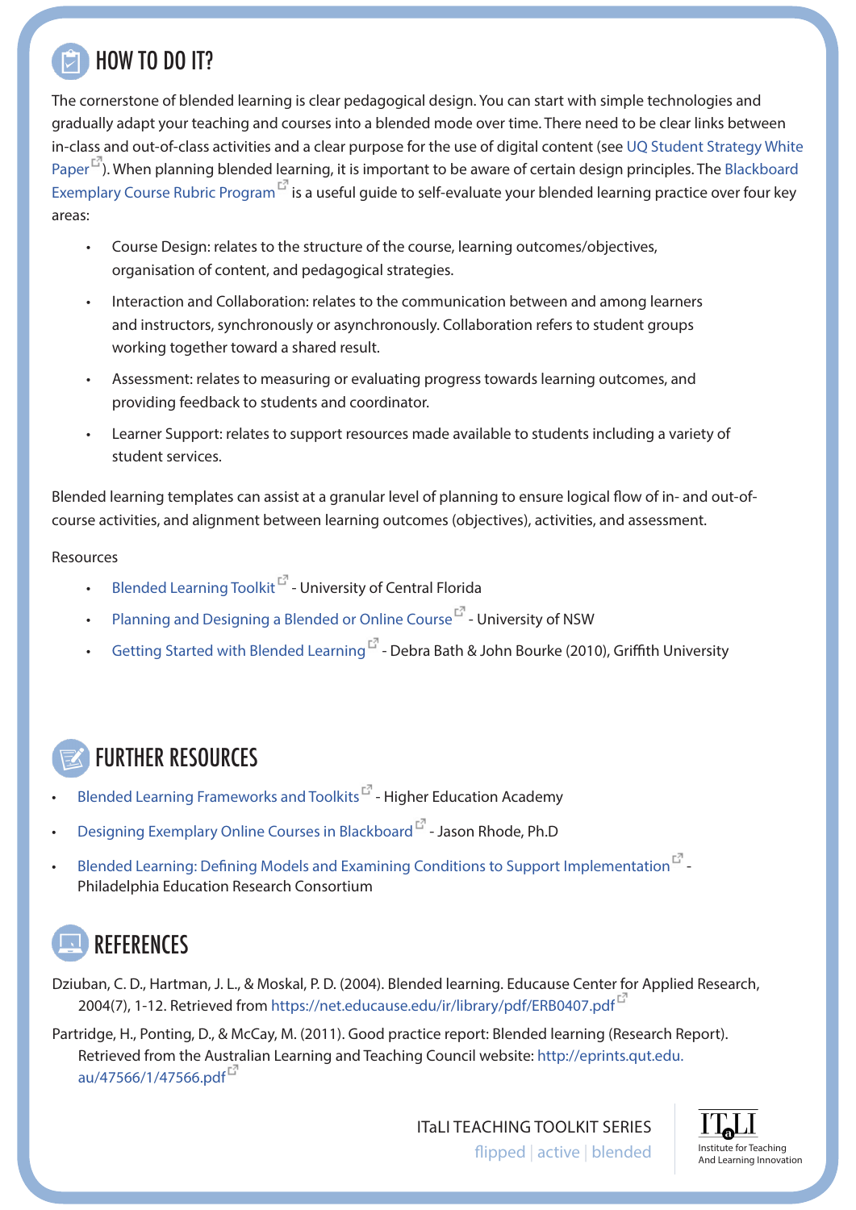## HOW TO DO IT?

The cornerstone of blended learning is clear pedagogical design. You can start with simple technologies and gradually adapt your teaching and courses into a blended mode over time. There need to be clear links between in-class and out-of-class activities and a clear purpose for the use of digital content (see UQ Student Strategy White Paper). When planning blended learning, it is important to be aware of certain design principles. The Blackboard Exemplary Course Rubric Program is a useful guide to self-evaluate your blended learning practice over four key areas:

- Course Design: relates to the structure of the course, learning outcomes/objectives, organisation of content, and pedagogical strategies.
- Interaction and Collaboration: relates to the communication between and among learners and instructors, synchronously or asynchronously. Collaboration refers to student groups working together toward a shared result.
- Assessment: relates to measuring or evaluating progress towards learning outcomes, and providing feedback to students and coordinator.
- Learner Support: relates to support resources made available to students including a variety of student services.

Blended learning templates can assist at a granular level of planning to ensure logical flow of in- and out-of-course activities, and alignment between learning outcomes (objectives), activities, and assessment.

Resources

- Blended Learning Toolkit - University of Central Florida
- Planning and Designing a Blended or Online Course - University of NSW
- Getting Started with Blended Learning - Debra Bath & John Bourke (2010), Griffith University

## FURTHER RESOURCES

- Blended Learning Frameworks and Toolkits - Higher Education Academy
- Designing Exemplary Online Courses in Blackboard - Jason Rhode, Ph.D
- Blended Learning: Defining Models and Examining Conditions to Support Implementation - Philadelphia Education Research Consortium

## REFERENCES

Dziuban, C. D., Hartman, J. L., & Moskal, P. D. (2004). Blended learning. Educause Center for Applied Research, 2004(7), 1-12. Retrieved from https://net.educause.edu/ir/library/pdf/ERB0407.pdf

Partridge, H., Ponting, D., & McCay, M. (2011). Good practice report: Blended learning (Research Report). Retrieved from the Australian Learning and Teaching Council website: http://eprints.qut.edu.au/47566/1/47566.pdf

ITaLI TEACHING TOOLKIT SERIES

flipped | active | blended

ITaLI Institute for Teaching And Learning Innovation